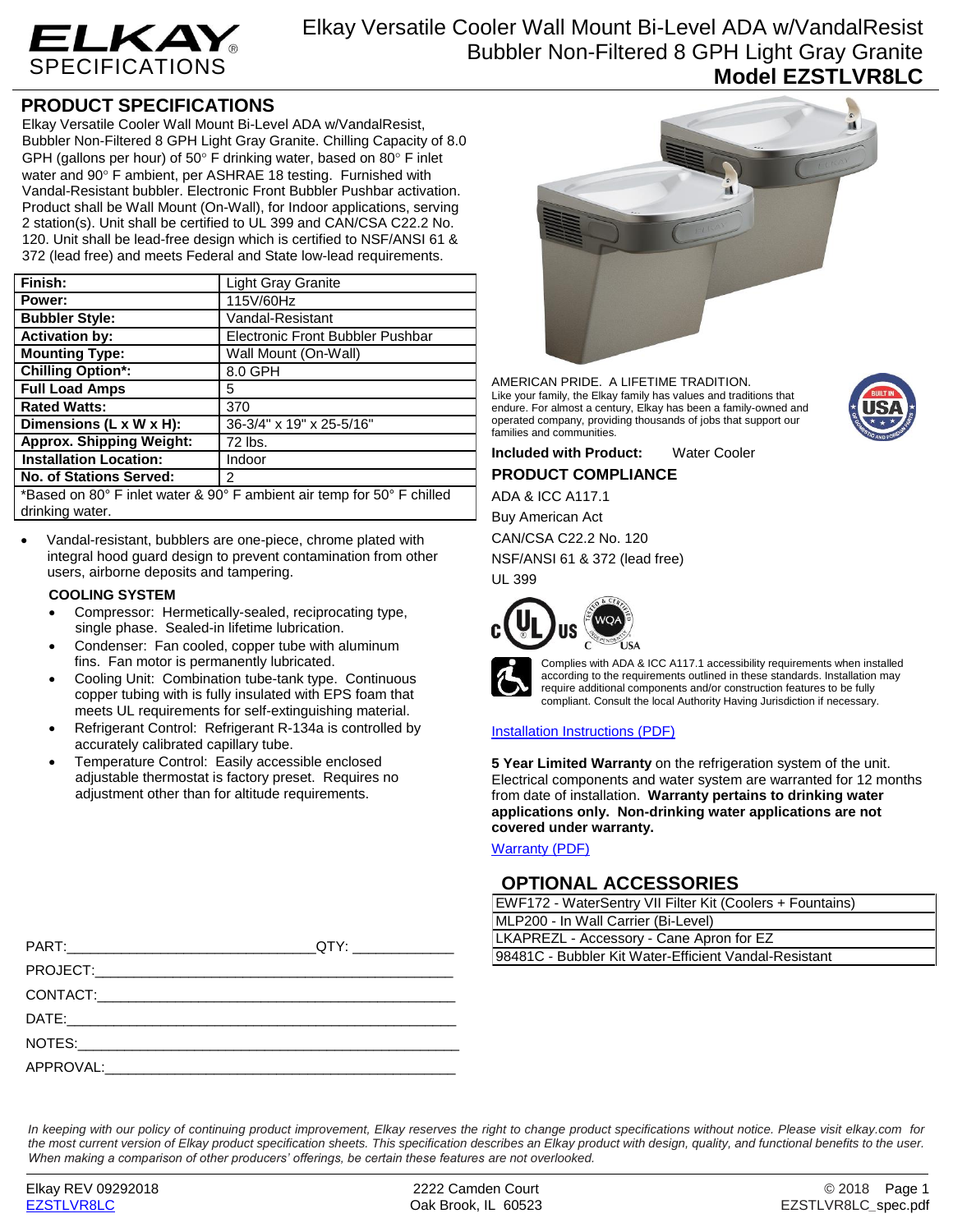# Elkay Versatile Cooler Wall Mount Bi-Level ADA w/VandalResist Bubbler Non-Filtered 8 GPH Light Gray Granite

## Model EZSTLVR8LC

## PRODUCT SPECIFICATIONS

Elkay Versatile Cooler Wall Mount Bi-Level ADA w/VandalResist, Bubbler Non-Filtered 8 GPH Light Gray Granite. Chilling Capacity of 8.0 GPH (gallons per hour) of 50° F drinking water, based on 80° F inlet water and 90° F ambient, per ASHRAE 18 testing. Furnished with Vandal-Resistant bubbler. Electronic Front Bubbler Pushbar activation. Product shall be Wall Mount (On-Wall), for Indoor applications, serving 2 station(s). Unit shall be certified to UL 399 and CAN/CSA C22.2 No. 120. Unit shall be lead-free design which is certified to NSF/ANSI 61 & 372 (lead free) and meets Federal and State low-lead requirements.

| | |
|---|---|
| **Finish:** | Light Gray Granite |
| **Power:** | 115V/60Hz |
| **Bubbler Style:** | Vandal-Resistant |
| **Activation by:** | Electronic Front Bubbler Pushbar |
| **Mounting Type:** | Wall Mount (On-Wall) |
| **Chilling Option*:** | 8.0 GPH |
| **Full Load Amps** | 5 |
| **Rated Watts:** | 370 |
| **Dimensions (L x W x H):** | 36-3/4" x 19" x 25-5/16" |
| **Approx. Shipping Weight:** | 72 lbs. |
| **Installation Location:** | Indoor |
| **No. of Stations Served:** | 2 |

*Based on 80° F inlet water & 90° F ambient air temp for 50° F chilled drinking water.

- Vandal-resistant, bubblers are one-piece, chrome plated with integral hood guard design to prevent contamination from other users, airborne deposits and tampering.

### COOLING SYSTEM

- Compressor: Hermetically-sealed, reciprocating type, single phase. Sealed-in lifetime lubrication.
- Condenser: Fan cooled, copper tube with aluminum fins. Fan motor is permanently lubricated.
- Cooling Unit: Combination tube-tank type. Continuous copper tubing with is fully insulated with EPS foam that meets UL requirements for self-extinguishing material.
- Refrigerant Control: Refrigerant R-134a is controlled by accurately calibrated capillary tube.
- Temperature Control: Easily accessible enclosed adjustable thermostat is factory preset. Requires no adjustment other than for altitude requirements.

AMERICAN PRIDE. A LIFETIME TRADITION.
Like your family, the Elkay family has values and traditions that endure. For almost a century, Elkay has been a family-owned and operated company, providing thousands of jobs that support our families and communities.

**Included with Product:** Water Cooler

## PRODUCT COMPLIANCE

ADA & ICC A117.1

Buy American Act

CAN/CSA C22.2 No. 120

NSF/ANSI 61 & 372 (lead free)

UL 399

Complies with ADA & ICC A117.1 accessibility requirements when installed according to the requirements outlined in these standards. Installation may require additional components and/or construction features to be fully compliant. Consult the local Authority Having Jurisdiction if necessary.

Installation Instructions (PDF)

**5 Year Limited Warranty** on the refrigeration system of the unit. Electrical components and water system are warranted for 12 months from date of installation. **Warranty pertains to drinking water applications only. Non-drinking water applications are not covered under warranty.**

Warranty (PDF)

## OPTIONAL ACCESSORIES

| |
|---|
| EWF172 - WaterSentry VII Filter Kit (Coolers + Fountains) |
| MLP200 - In Wall Carrier (Bi-Level) |
| LKAPREZL - Accessory - Cane Apron for EZ |
| 98481C - Bubbler Kit Water-Efficient Vandal-Resistant |

PART:______________________________QTY: ____________

PROJECT:___________________________________________

CONTACT:___________________________________________

DATE:______________________________________________

NOTES:_____________________________________________

APPROVAL:__________________________________________

*In keeping with our policy of continuing product improvement, Elkay reserves the right to change product specifications without notice. Please visit elkay.com for the most current version of Elkay product specification sheets. This specification describes an Elkay product with design, quality, and functional benefits to the user. When making a comparison of other producers' offerings, be certain these features are not overlooked.*

Elkay REV 09292018 | EZSTLVR8LC | 2222 Camden Court, Oak Brook, IL 60523 | © 2018 | EZSTLVR8LC_spec.pdf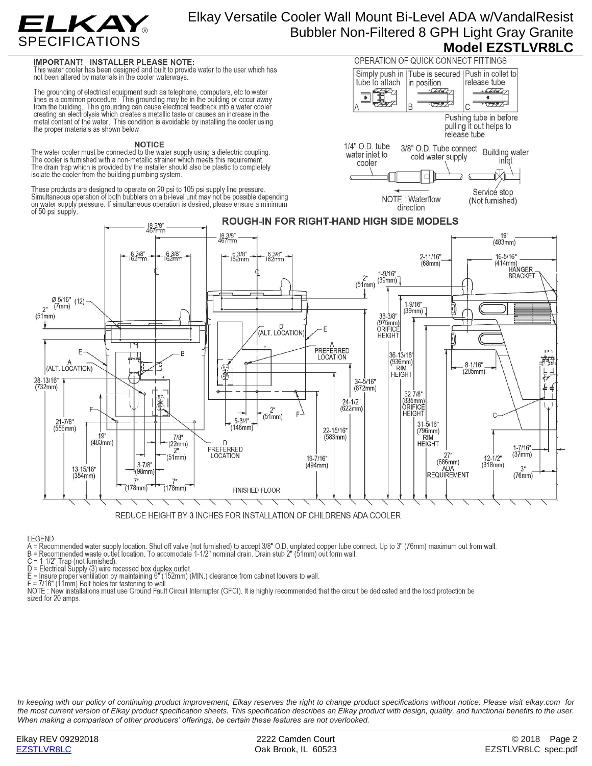# Elkay Versatile Cooler Wall Mount Bi-Level ADA w/VandalResist Bubbler Non-Filtered 8 GPH Light Gray Granite

## Model EZSTLVR8LC

**IMPORTANT! INSTALLER PLEASE NOTE:**
This water cooler has been designed and built to provide water to the user which has not been altered by materials in the cooler waterways.

The grounding of electrical equipment such as telephone, computers, etc to water lines is a common procedure. This grounding may be in the building or occur away from the building. This grounding can cause electrical feedback into a water cooler creating an electrolysis which creates a metallic taste or causes an increase in the metal content of the water. This condition is avoidable by installing the cooler using the proper materials as shown below.

**NOTICE**

The water cooler must be connected to the water supply using a dielectric coupling. The cooler is furnished with a non-metallic strainer which meets this requirement. The drain trap which is provided by the installer should also be plastic to completely isolate the cooler from the building plumbing system.

These products are designed to operate on 20 psi to 105 psi supply line pressure. Simultaneous operation of both bubblers on a bi-level unit may not be possible depending on water supply pressure. If simultaneous operation is desired, please ensure a minimum of 50 psi supply.

OPERATION OF QUICK CONNECT FITTINGS

A: Simply push in tube to attach
B: Tube is secured in position
C: Push in collet to release tube

Pushing tube in before pulling it out helps to release tube

1/4" O.D. tube water inlet to cooler
3/8" O.D. Tube connect cold water supply
Building water inlet
NOTE : Waterflow direction
Service stop (Not furnished)

ROUGH-IN FOR RIGHT-HAND HIGH SIDE MODELS

18 3/8" 467mm
18 3/8" 467mm
6 3/8" 162mm
6 3/8" 162mm
6 3/8" 162mm
6 3/8" 162mm
Ø 5/16" (7mm) (12)
2" (51mm)
E
B
A (ALT. LOCATION)
28-13/16" (732mm)
F
21-7/8" (556mm)
19" (483mm)
13-15/16" (354mm)
3-7/8" (98mm)
7" (178mm)
7" (178mm)
7/8" (22mm)
2" (51mm)
D (ALT. LOCATION)
E
A PREFERRED LOCATION
5-3/4" (146mm)
2" (51mm)
F
D PREFERRED LOCATION
22-15/16" (583mm)
19-7/16" (494mm)
24-1/2" (622mm)
34-5/16" (872mm)
FINISHED FLOOR
2" (51mm)
1-9/16" (39mm)
38-3/8" (975mm) ORIFICE HEIGHT
1-9/16" (39mm)
36-13/16" (936mm) RIM HEIGHT
32-7/8" (835mm) ORIFICE HEIGHT
31-5/16" (796mm) RIM HEIGHT
27" (686mm) ADA REQUIREMENT
2-11/16" (68mm)
19" (483mm)
16-5/16" (414mm)
HANGER BRACKET
8-1/16" (205mm)
C
12-1/2" (318mm)
1-7/16" (37mm)
3" (76mm)

REDUCE HEIGHT BY 3 INCHES FOR INSTALLATION OF CHILDRENS ADA COOLER

LEGEND

A = Recommended water supply location. Shut off valve (not furnished) to accept 3/8" O.D. unplated copper tube connect. Up to 3" (76mm) maximum out from wall.
B = Recommended waste outlet location. To accomodate 1-1/2" nominal drain. Drain stub 2" (51mm) out form wall.
C = 1-1/2" Trap (not furnished).
D = Electrical Supply (3) wire recessed box duplex outlet.
E = Insure proper ventilation by maintaining 6" (152mm) (MIN.) clearance from cabinet louvers to wall.
F = 7/16" (11mm) Bolt holes for fastening to wall.
NOTE : New installations must use Ground Fault Circuit Interrupter (GFCI). It is highly recommended that the circuit be dedicated and the load protection be sized for 20 amps.

*In keeping with our policy of continuing product improvement, Elkay reserves the right to change product specifications without notice. Please visit elkay.com for the most current version of Elkay product specification sheets. This specification describes an Elkay product with design, quality, and functional benefits to the user. When making a comparison of other producers' offerings, be certain these features are not overlooked.*

Elkay REV 09292018
EZSTLVR8LC
2222 Camden Court
Oak Brook, IL 60523
© 2018
EZSTLVR8LC_spec.pdf